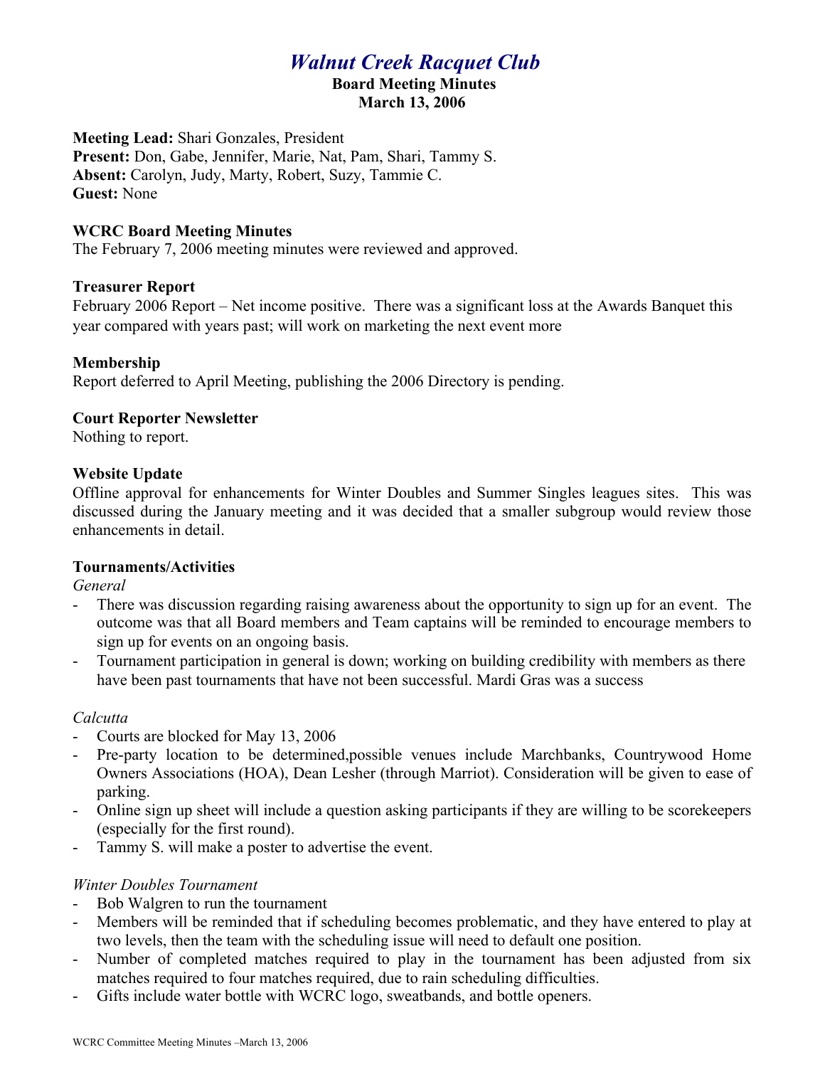# *Walnut Creek Racquet Club*

**Board Meeting Minutes**
**March 13, 2006**

**Meeting Lead:** Shari Gonzales, President
**Present:** Don, Gabe, Jennifer, Marie, Nat, Pam, Shari, Tammy S.
**Absent:** Carolyn, Judy, Marty, Robert, Suzy, Tammie C.
**Guest:** None

### WCRC Board Meeting Minutes

The February 7, 2006 meeting minutes were reviewed and approved.

### Treasurer Report

February 2006 Report – Net income positive. There was a significant loss at the Awards Banquet this year compared with years past; will work on marketing the next event more

### Membership

Report deferred to April Meeting, publishing the 2006 Directory is pending.

### Court Reporter Newsletter

Nothing to report.

### Website Update

Offline approval for enhancements for Winter Doubles and Summer Singles leagues sites. This was discussed during the January meeting and it was decided that a smaller subgroup would review those enhancements in detail.

### Tournaments/Activities

*General*

- There was discussion regarding raising awareness about the opportunity to sign up for an event. The outcome was that all Board members and Team captains will be reminded to encourage members to sign up for events on an ongoing basis.
- Tournament participation in general is down; working on building credibility with members as there have been past tournaments that have not been successful. Mardi Gras was a success

*Calcutta*

- Courts are blocked for May 13, 2006
- Pre-party location to be determined,possible venues include Marchbanks, Countrywood Home Owners Associations (HOA), Dean Lesher (through Marriot). Consideration will be given to ease of parking.
- Online sign up sheet will include a question asking participants if they are willing to be scorekeepers (especially for the first round).
- Tammy S. will make a poster to advertise the event.

*Winter Doubles Tournament*

- Bob Walgren to run the tournament
- Members will be reminded that if scheduling becomes problematic, and they have entered to play at two levels, then the team with the scheduling issue will need to default one position.
- Number of completed matches required to play in the tournament has been adjusted from six matches required to four matches required, due to rain scheduling difficulties.
- Gifts include water bottle with WCRC logo, sweatbands, and bottle openers.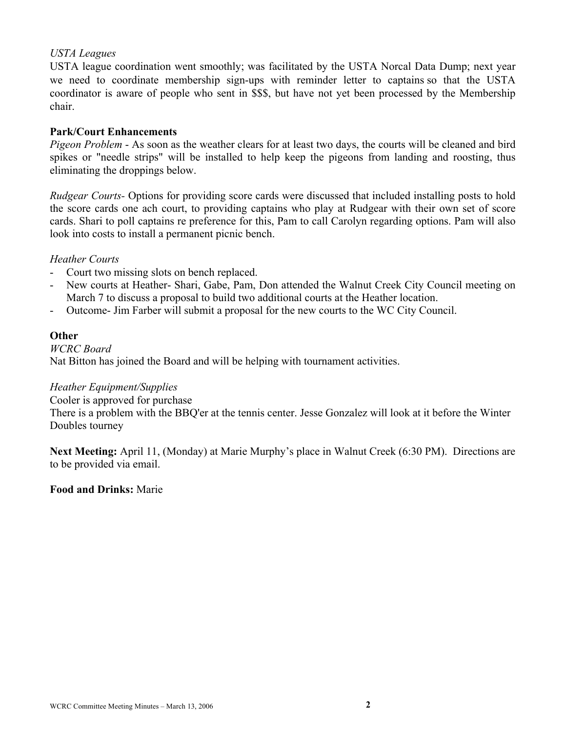*USTA Leagues*

USTA league coordination went smoothly; was facilitated by the USTA Norcal Data Dump; next year we need to coordinate membership sign-ups with reminder letter to captains so that the USTA coordinator is aware of people who sent in $$$, but have not yet been processed by the Membership chair.

**Park/Court Enhancements**

*Pigeon Problem* - As soon as the weather clears for at least two days, the courts will be cleaned and bird spikes or "needle strips" will be installed to help keep the pigeons from landing and roosting, thus eliminating the droppings below.

*Rudgear Courts*- Options for providing score cards were discussed that included installing posts to hold the score cards one ach court, to providing captains who play at Rudgear with their own set of score cards. Shari to poll captains re preference for this, Pam to call Carolyn regarding options. Pam will also look into costs to install a permanent picnic bench.

*Heather Courts*

- Court two missing slots on bench replaced.
- New courts at Heather- Shari, Gabe, Pam, Don attended the Walnut Creek City Council meeting on March 7 to discuss a proposal to build two additional courts at the Heather location.
- Outcome- Jim Farber will submit a proposal for the new courts to the WC City Council.

**Other**

*WCRC Board*

Nat Bitton has joined the Board and will be helping with tournament activities.

*Heather Equipment/Supplies*

Cooler is approved for purchase

There is a problem with the BBQ'er at the tennis center. Jesse Gonzalez will look at it before the Winter Doubles tourney

**Next Meeting:** April 11, (Monday) at Marie Murphy's place in Walnut Creek (6:30 PM). Directions are to be provided via email.

**Food and Drinks:** Marie